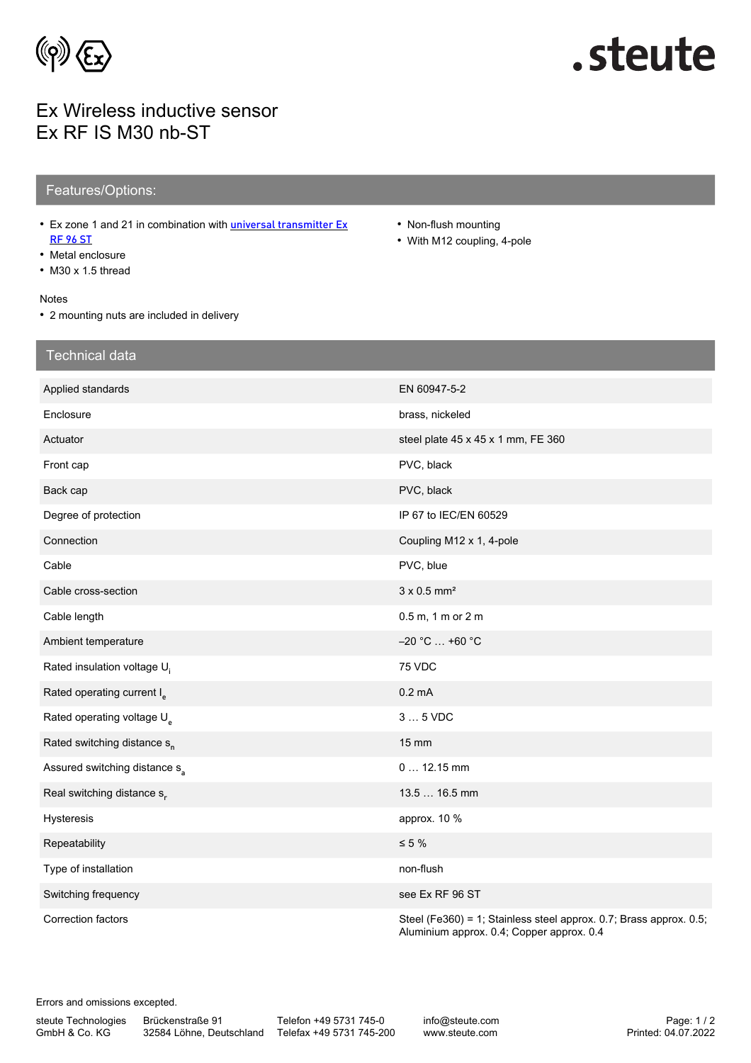# Ex Wireless inductive sensor
# Ex RF IS M30 nb-ST

## Features/Options:

- Ex zone 1 and 21 in combination with [universal transmitter Ex RF 96 ST]
- Metal enclosure
- M30 x 1.5 thread
- Non-flush mounting
- With M12 coupling, 4-pole

Notes

- 2 mounting nuts are included in delivery

## Technical data

| | |
|---|---|
| Applied standards | EN 60947-5-2 |
| Enclosure | brass, nickeled |
| Actuator | steel plate 45 x 45 x 1 mm, FE 360 |
| Front cap | PVC, black |
| Back cap | PVC, black |
| Degree of protection | IP 67 to IEC/EN 60529 |
| Connection | Coupling M12 x 1, 4-pole |
| Cable | PVC, blue |
| Cable cross-section | 3 x 0.5 mm² |
| Cable length | 0.5 m, 1 m or 2 m |
| Ambient temperature | –20 °C … +60 °C |
| Rated insulation voltage $U_i$ | 75 VDC |
| Rated operating current $I_e$ | 0.2 mA |
| Rated operating voltage $U_e$ | 3 … 5 VDC |
| Rated switching distance $s_n$ | 15 mm |
| Assured switching distance $s_a$ | 0 … 12.15 mm |
| Real switching distance $s_r$ | 13.5 … 16.5 mm |
| Hysteresis | approx. 10 % |
| Repeatability | ≤ 5 % |
| Type of installation | non-flush |
| Switching frequency | see Ex RF 96 ST |
| Correction factors | Steel (Fe360) = 1; Stainless steel approx. 0.7; Brass approx. 0.5; Aluminium approx. 0.4; Copper approx. 0.4 |

Errors and omissions excepted.

steute Technologies GmbH & Co. KG | Brückenstraße 91, 32584 Löhne, Deutschland | Telefon +49 5731 745-0 | Telefax +49 5731 745-200 | info@steute.com | www.steute.com

Printed: 04.07.2022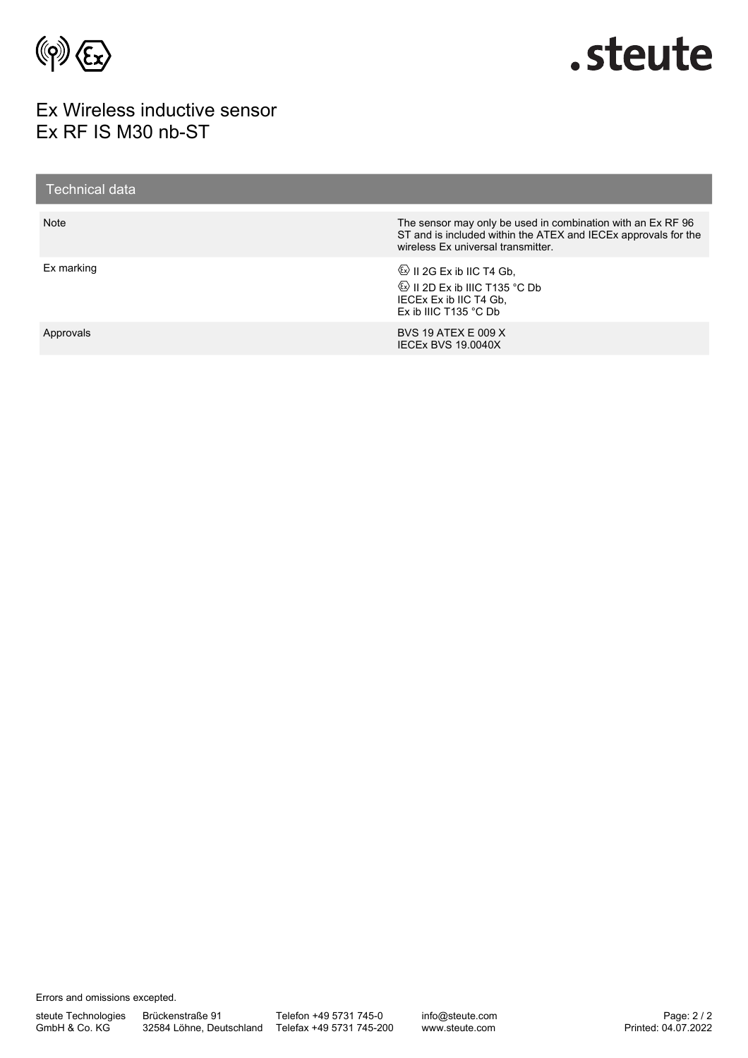# Ex Wireless inductive sensor
# Ex RF IS M30 nb-ST

## Technical data

| | |
|---|---|
| Note | The sensor may only be used in combination with an Ex RF 96 ST and is included within the ATEX and IECEx approvals for the wireless Ex universal transmitter. |
| Ex marking | Ⓔx II 2G Ex ib IIC T4 Gb,<br>Ⓔx II 2D Ex ib IIIC T135 °C Db<br>IECEx Ex ib IIC T4 Gb,<br>Ex ib IIIC T135 °C Db |
| Approvals | BVS 19 ATEX E 009 X<br>IECEx BVS 19.0040X |

Errors and omissions excepted.

steute Technologies GmbH & Co. KG    Brückenstraße 91, 32584 Löhne, Deutschland    Telefon +49 5731 745-0    Telefax +49 5731 745-200    info@steute.com    www.steute.com

Printed: 04.07.2022